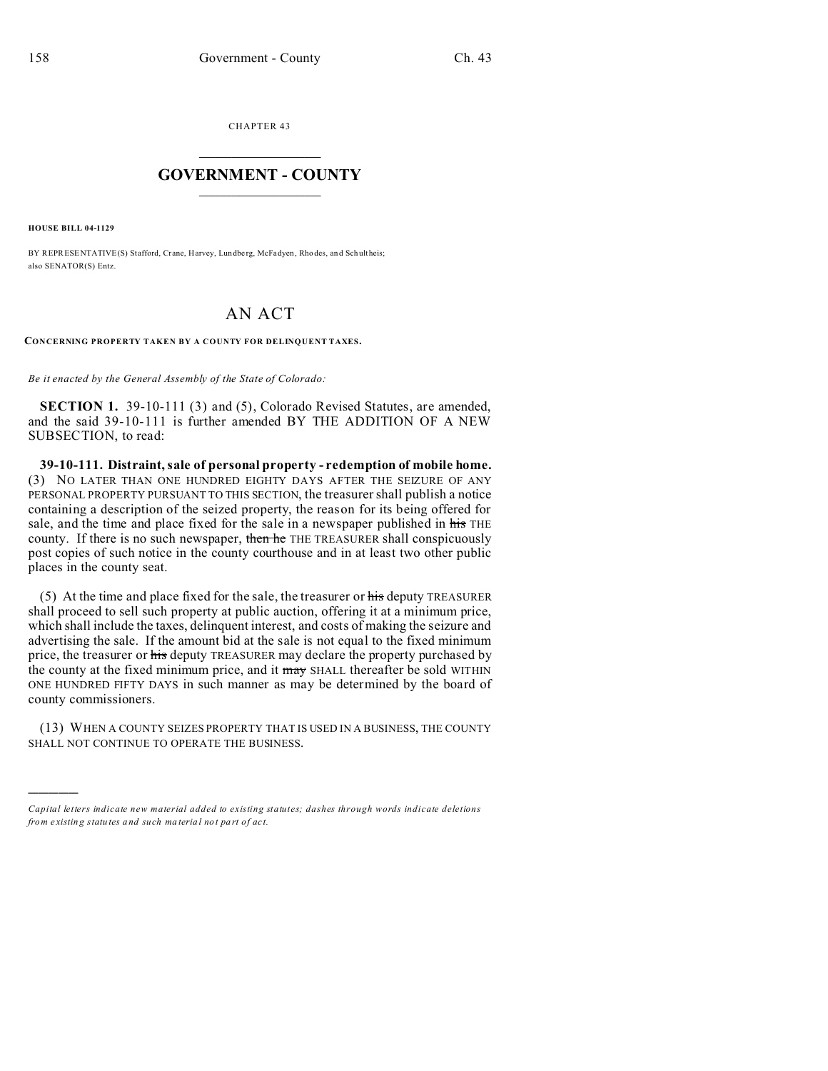CHAPTER 43

# GOVERNMENT - COUNTY

**HOUSE BILL 04-1129**

BY REPRESENTATIVE(S) Stafford, Crane, Harvey, Lundberg, McFadyen, Rhodes, and Schultheis; also SENATOR(S) Entz.

# AN ACT

**CONCERNING PROPERTY TAKEN BY A COUNTY FOR DELINQUENT TAXES.**

*Be it enacted by the General Assembly of the State of Colorado:*

**SECTION 1.** 39-10-111 (3) and (5), Colorado Revised Statutes, are amended, and the said 39-10-111 is further amended BY THE ADDITION OF A NEW SUBSECTION, to read:

**39-10-111. Distraint, sale of personal property - redemption of mobile home.** (3) NO LATER THAN ONE HUNDRED EIGHTY DAYS AFTER THE SEIZURE OF ANY PERSONAL PROPERTY PURSUANT TO THIS SECTION, the treasurer shall publish a notice containing a description of the seized property, the reason for its being offered for sale, and the time and place fixed for the sale in a newspaper published in ~~his~~ THE county. If there is no such newspaper, ~~then he~~ THE TREASURER shall conspicuously post copies of such notice in the county courthouse and in at least two other public places in the county seat.

(5) At the time and place fixed for the sale, the treasurer or ~~his~~ deputy TREASURER shall proceed to sell such property at public auction, offering it at a minimum price, which shall include the taxes, delinquent interest, and costs of making the seizure and advertising the sale. If the amount bid at the sale is not equal to the fixed minimum price, the treasurer or ~~his~~ deputy TREASURER may declare the property purchased by the county at the fixed minimum price, and it ~~may~~ SHALL thereafter be sold WITHIN ONE HUNDRED FIFTY DAYS in such manner as may be determined by the board of county commissioners.

(13) WHEN A COUNTY SEIZES PROPERTY THAT IS USED IN A BUSINESS, THE COUNTY SHALL NOT CONTINUE TO OPERATE THE BUSINESS.

---

*Capital letters indicate new material added to existing statutes; dashes through words indicate deletions from existing statutes and such material not part of act.*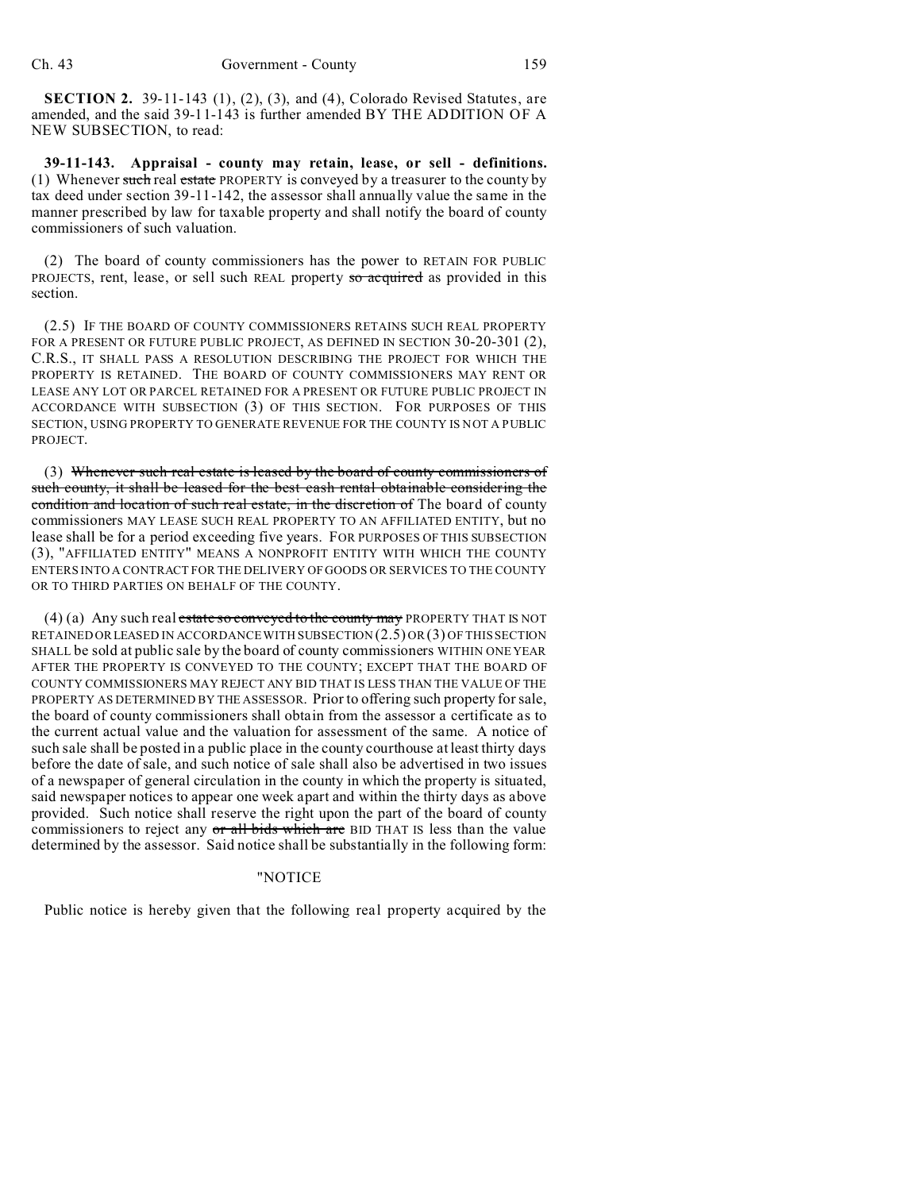**SECTION 2.** 39-11-143 (1), (2), (3), and (4), Colorado Revised Statutes, are amended, and the said 39-11-143 is further amended BY THE ADDITION OF A NEW SUBSECTION, to read:

**39-11-143. Appraisal - county may retain, lease, or sell - definitions.** (1) Whenever ~~such~~ real ~~estate~~ PROPERTY is conveyed by a treasurer to the county by tax deed under section 39-11-142, the assessor shall annually value the same in the manner prescribed by law for taxable property and shall notify the board of county commissioners of such valuation.

(2) The board of county commissioners has the power to RETAIN FOR PUBLIC PROJECTS, rent, lease, or sell such REAL property ~~so acquired~~ as provided in this section.

(2.5) IF THE BOARD OF COUNTY COMMISSIONERS RETAINS SUCH REAL PROPERTY FOR A PRESENT OR FUTURE PUBLIC PROJECT, AS DEFINED IN SECTION 30-20-301 (2), C.R.S., IT SHALL PASS A RESOLUTION DESCRIBING THE PROJECT FOR WHICH THE PROPERTY IS RETAINED. THE BOARD OF COUNTY COMMISSIONERS MAY RENT OR LEASE ANY LOT OR PARCEL RETAINED FOR A PRESENT OR FUTURE PUBLIC PROJECT IN ACCORDANCE WITH SUBSECTION (3) OF THIS SECTION. FOR PURPOSES OF THIS SECTION, USING PROPERTY TO GENERATE REVENUE FOR THE COUNTY IS NOT A PUBLIC PROJECT.

(3) ~~Whenever such real estate is leased by the board of county commissioners of such county, it shall be leased for the best cash rental obtainable considering the condition and location of such real estate, in the discretion of~~ The board of county commissioners MAY LEASE SUCH REAL PROPERTY TO AN AFFILIATED ENTITY, but no lease shall be for a period exceeding five years. FOR PURPOSES OF THIS SUBSECTION (3), "AFFILIATED ENTITY" MEANS A NONPROFIT ENTITY WITH WHICH THE COUNTY ENTERS INTO A CONTRACT FOR THE DELIVERY OF GOODS OR SERVICES TO THE COUNTY OR TO THIRD PARTIES ON BEHALF OF THE COUNTY.

(4) (a) Any such real ~~estate so conveyed to the county may~~ PROPERTY THAT IS NOT RETAINED OR LEASED IN ACCORDANCE WITH SUBSECTION (2.5) OR (3) OF THIS SECTION SHALL be sold at public sale by the board of county commissioners WITHIN ONE YEAR AFTER THE PROPERTY IS CONVEYED TO THE COUNTY; EXCEPT THAT THE BOARD OF COUNTY COMMISSIONERS MAY REJECT ANY BID THAT IS LESS THAN THE VALUE OF THE PROPERTY AS DETERMINED BY THE ASSESSOR. Prior to offering such property for sale, the board of county commissioners shall obtain from the assessor a certificate as to the current actual value and the valuation for assessment of the same. A notice of such sale shall be posted in a public place in the county courthouse at least thirty days before the date of sale, and such notice of sale shall also be advertised in two issues of a newspaper of general circulation in the county in which the property is situated, said newspaper notices to appear one week apart and within the thirty days as above provided. Such notice shall reserve the right upon the part of the board of county commissioners to reject any ~~or all bids which are~~ BID THAT IS less than the value determined by the assessor. Said notice shall be substantially in the following form:

"NOTICE

Public notice is hereby given that the following real property acquired by the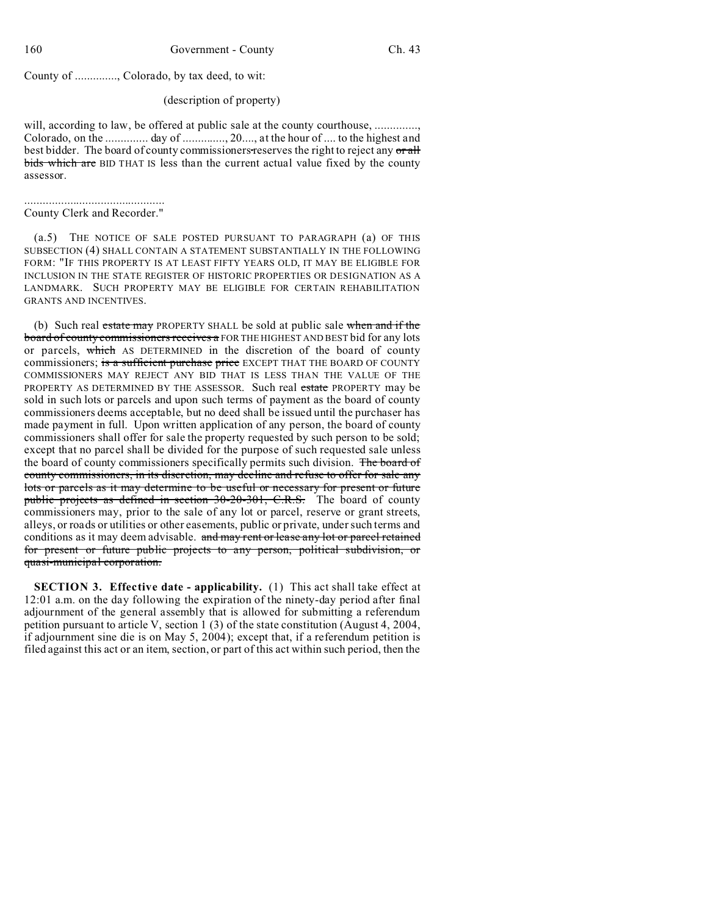County of .............., Colorado, by tax deed, to wit:

(description of property)

will, according to law, be offered at public sale at the county courthouse, .............., Colorado, on the .............. day of .............., 20...., at the hour of .... to the highest and best bidder. The board of county commissioners reserves the right to reject any ~~or all bids which are~~ BID THAT IS less than the current actual value fixed by the county assessor.

..............................................
County Clerk and Recorder."

(a.5) THE NOTICE OF SALE POSTED PURSUANT TO PARAGRAPH (a) OF THIS SUBSECTION (4) SHALL CONTAIN A STATEMENT SUBSTANTIALLY IN THE FOLLOWING FORM: "IF THIS PROPERTY IS AT LEAST FIFTY YEARS OLD, IT MAY BE ELIGIBLE FOR INCLUSION IN THE STATE REGISTER OF HISTORIC PROPERTIES OR DESIGNATION AS A LANDMARK. SUCH PROPERTY MAY BE ELIGIBLE FOR CERTAIN REHABILITATION GRANTS AND INCENTIVES.

(b) Such real ~~estate may~~ PROPERTY SHALL be sold at public sale ~~when and if the board of county commissioners receives a~~ FOR THE HIGHEST AND BEST bid for any lots or parcels, ~~which~~ AS DETERMINED in the discretion of the board of county commissioners; ~~is a sufficient purchase price~~ EXCEPT THAT THE BOARD OF COUNTY COMMISSIONERS MAY REJECT ANY BID THAT IS LESS THAN THE VALUE OF THE PROPERTY AS DETERMINED BY THE ASSESSOR. Such real ~~estate~~ PROPERTY may be sold in such lots or parcels and upon such terms of payment as the board of county commissioners deems acceptable, but no deed shall be issued until the purchaser has made payment in full. Upon written application of any person, the board of county commissioners shall offer for sale the property requested by such person to be sold; except that no parcel shall be divided for the purpose of such requested sale unless the board of county commissioners specifically permits such division. ~~The board of county commissioners, in its discretion, may decline and refuse to offer for sale any lots or parcels as it may determine to be useful or necessary for present or future public projects as defined in section 30-20-301, C.R.S.~~ The board of county commissioners may, prior to the sale of any lot or parcel, reserve or grant streets, alleys, or roads or utilities or other easements, public or private, under such terms and conditions as it may deem advisable. ~~and may rent or lease any lot or parcel retained for present or future public projects to any person, political subdivision, or quasi-municipal corporation.~~

**SECTION 3. Effective date - applicability.** (1) This act shall take effect at 12:01 a.m. on the day following the expiration of the ninety-day period after final adjournment of the general assembly that is allowed for submitting a referendum petition pursuant to article V, section 1 (3) of the state constitution (August 4, 2004, if adjournment sine die is on May 5, 2004); except that, if a referendum petition is filed against this act or an item, section, or part of this act within such period, then the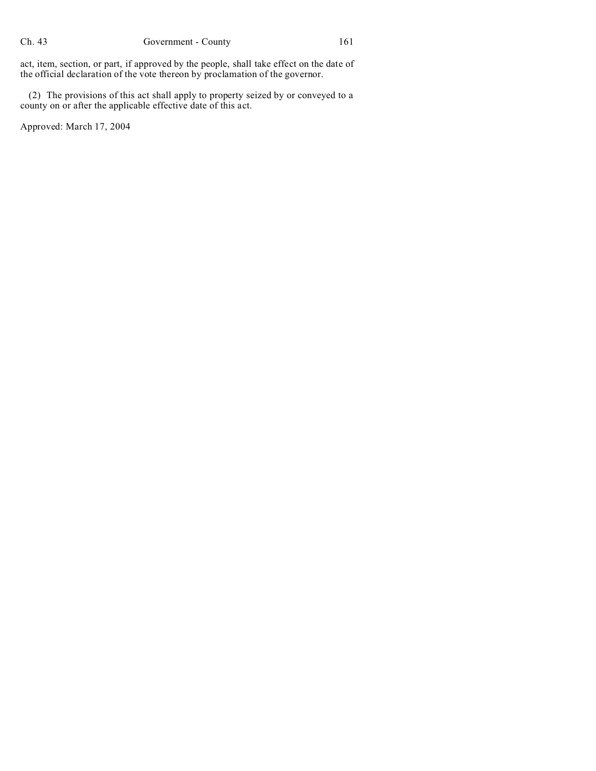act, item, section, or part, if approved by the people, shall take effect on the date of the official declaration of the vote thereon by proclamation of the governor.

(2) The provisions of this act shall apply to property seized by or conveyed to a county on or after the applicable effective date of this act.

Approved: March 17, 2004